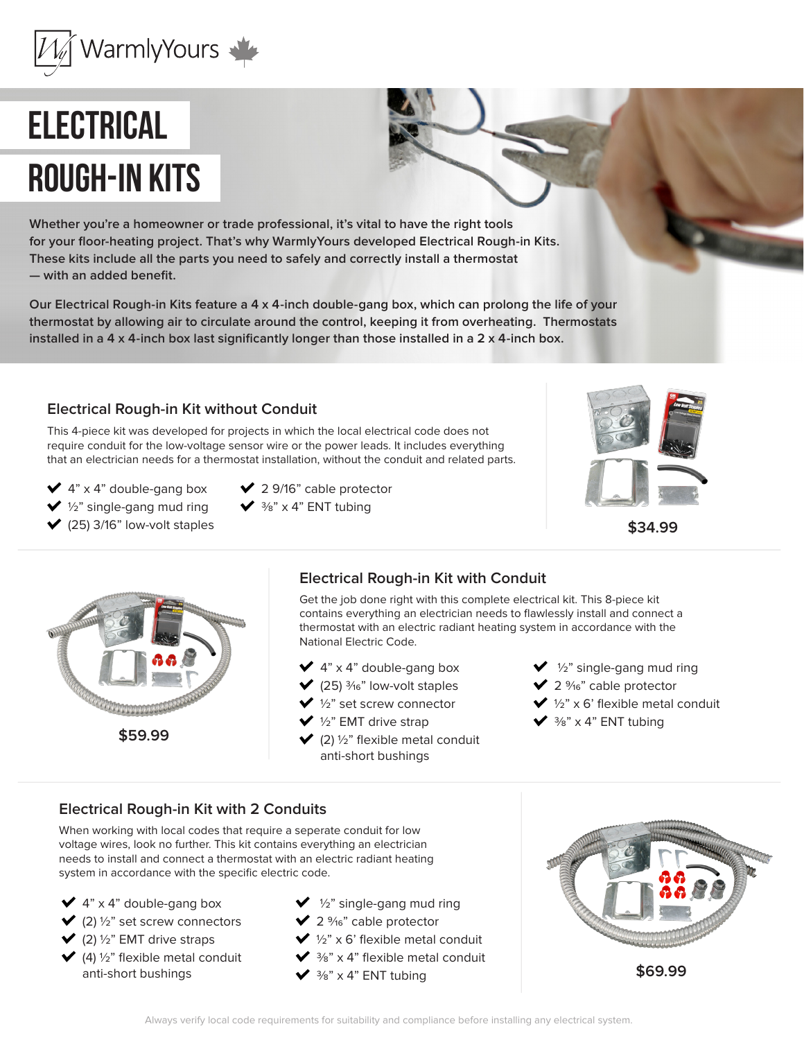WarmlyYours

# ELECTRICAL ROUGH-IN KITS

**Whether you're a homeowner or trade professional, it's vital to have the right tools for your floor-heating project. That's why WarmlyYours developed Electrical Rough-in Kits. These kits include all the parts you need to safely and correctly install a thermostat — with an added benefit.**

**Our Electrical Rough-in Kits feature a 4 x 4-inch double-gang box, which can prolong the life of your thermostat by allowing air to circulate around the control, keeping it from overheating. Thermostats installed in a 4 x 4-inch box last significantly longer than those installed in a 2 x 4-inch box.**

## Electrical Rough-in Kit without Conduit

This 4-piece kit was developed for projects in which the local electrical code does not require conduit for the low-voltage sensor wire or the power leads. It includes everything that an electrician needs for a thermostat installation, without the conduit and related parts.

- 4" x 4" double-gang box
- ½" single-gang mud ring
- (25) 3/16" low-volt staples
- 2 9/16" cable protector
- ⅜" x 4" ENT tubing

**$34.99**

## Electrical Rough-in Kit with Conduit

Get the job done right with this complete electrical kit. This 8-piece kit contains everything an electrician needs to flawlessly install and connect a thermostat with an electric radiant heating system in accordance with the National Electric Code.

- 4" x 4" double-gang box
- (25) 3⁄16" low-volt staples
- ½" set screw connector
- ½" EMT drive strap
- (2) ½" flexible metal conduit anti-short bushings
- ½" single-gang mud ring
- 2 9⁄16" cable protector
- ½" x 6' flexible metal conduit
- ⅜" x 4" ENT tubing

**$59.99**

## Electrical Rough-in Kit with 2 Conduits

When working with local codes that require a seperate conduit for low voltage wires, look no further. This kit contains everything an electrician needs to install and connect a thermostat with an electric radiant heating system in accordance with the specific electric code.

- 4" x 4" double-gang box
- (2) ½" set screw connectors
- (2) ½" EMT drive straps
- (4) ½" flexible metal conduit anti-short bushings
- ½" single-gang mud ring
- 2 9⁄16" cable protector
- ½" x 6' flexible metal conduit
- ⅜" x 4" flexible metal conduit
- ⅜" x 4" ENT tubing

**$69.99**

Always verify local code requirements for suitability and compliance before installing any electrical system.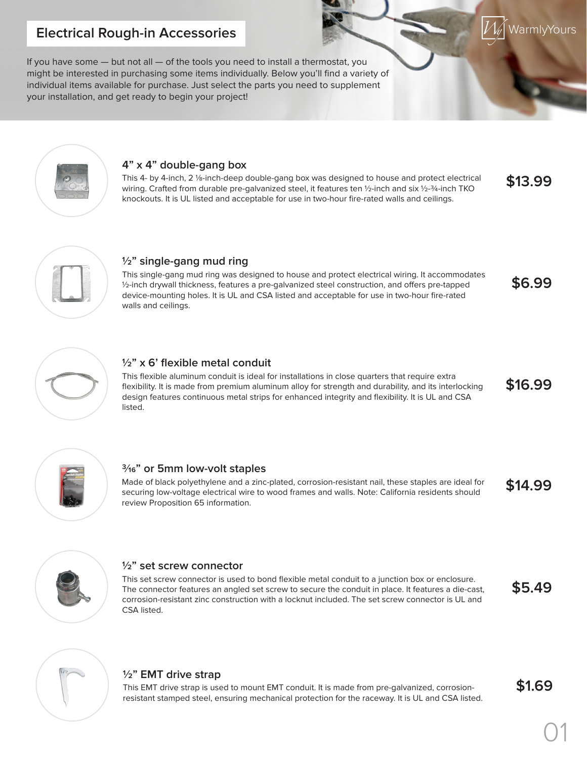# Electrical Rough-in Accessories

If you have some — but not all — of the tools you need to install a thermostat, you might be interested in purchasing some items individually. Below you'll find a variety of individual items available for purchase. Just select the parts you need to supplement your installation, and get ready to begin your project!

### 4" x 4" double-gang box

This 4- by 4-inch, 2 ⅛-inch-deep double-gang box was designed to house and protect electrical wiring. Crafted from durable pre-galvanized steel, it features ten ½-inch and six ½-¾-inch TKO knockouts. It is UL listed and acceptable for use in two-hour fire-rated walls and ceilings.

**$13.99**

### ½" single-gang mud ring

This single-gang mud ring was designed to house and protect electrical wiring. It accommodates ½-inch drywall thickness, features a pre-galvanized steel construction, and offers pre-tapped device-mounting holes. It is UL and CSA listed and acceptable for use in two-hour fire-rated walls and ceilings.

**$6.99**

### ½" x 6' flexible metal conduit

This flexible aluminum conduit is ideal for installations in close quarters that require extra flexibility. It is made from premium aluminum alloy for strength and durability, and its interlocking design features continuous metal strips for enhanced integrity and flexibility. It is UL and CSA listed.

**$16.99**

### 3⁄16" or 5mm low-volt staples

Made of black polyethylene and a zinc-plated, corrosion-resistant nail, these staples are ideal for securing low-voltage electrical wire to wood frames and walls. Note: California residents should review Proposition 65 information.

**$14.99**

### ½" set screw connector

This set screw connector is used to bond flexible metal conduit to a junction box or enclosure. The connector features an angled set screw to secure the conduit in place. It features a die-cast, corrosion-resistant zinc construction with a locknut included. The set screw connector is UL and CSA listed.

**$5.49**

### ½" EMT drive strap

This EMT drive strap is used to mount EMT conduit. It is made from pre-galvanized, corrosion-resistant stamped steel, ensuring mechanical protection for the raceway. It is UL and CSA listed.

**$1.69**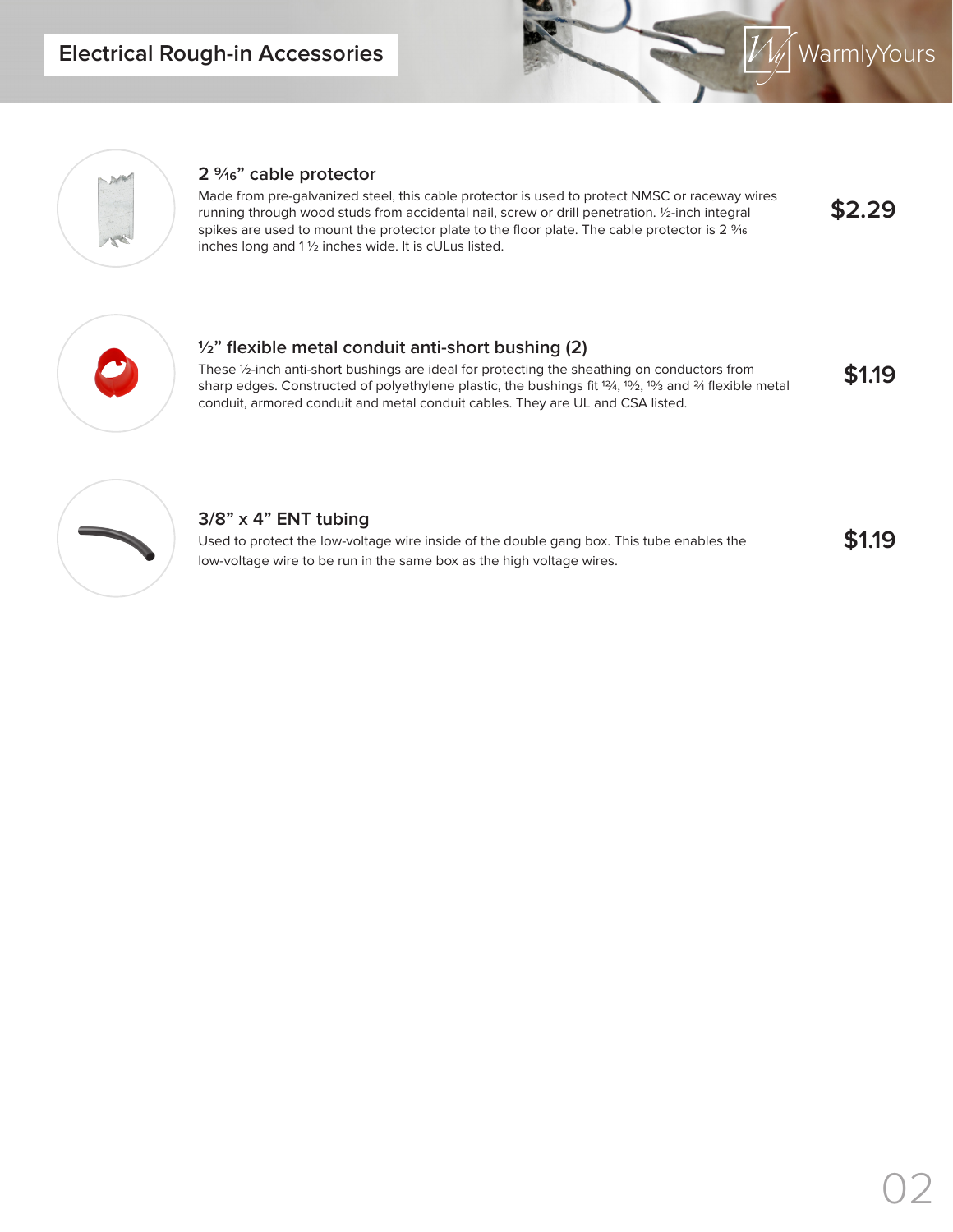# Electrical Rough-in Accessories

WarmlyYours

## 2 9⁄16" cable protector

Made from pre-galvanized steel, this cable protector is used to protect NMSC or raceway wires running through wood studs from accidental nail, screw or drill penetration. ½-inch integral spikes are used to mount the protector plate to the floor plate. The cable protector is 2 9⁄16 inches long and 1 ½ inches wide. It is cULus listed.

**$2.29**

## ½" flexible metal conduit anti-short bushing (2)

These ½-inch anti-short bushings are ideal for protecting the sheathing on conductors from sharp edges. Constructed of polyethylene plastic, the bushings fit 12⁄4, 10⁄2, 10⁄3 and 2⁄4 flexible metal conduit, armored conduit and metal conduit cables. They are UL and CSA listed.

**$1.19**

## 3/8" x 4" ENT tubing

Used to protect the low-voltage wire inside of the double gang box. This tube enables the low-voltage wire to be run in the same box as the high voltage wires.

**$1.19**